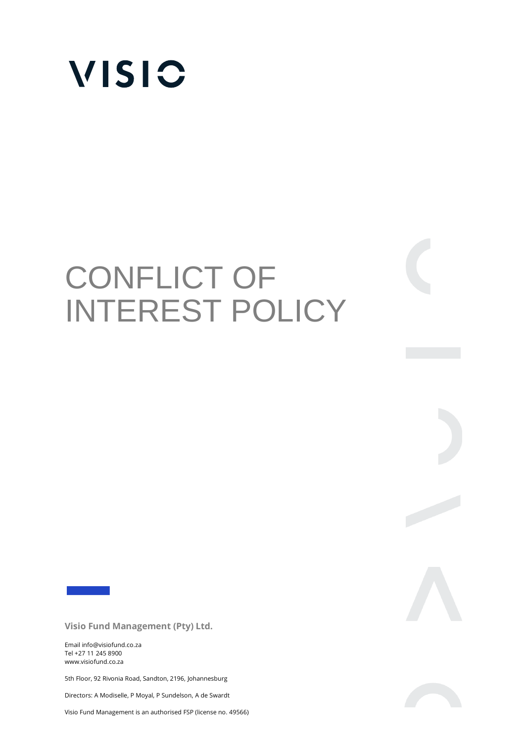VISIO

# CONFLICT OF INTEREST POLICY

**Visio Fund Management (Pty) Ltd.**

Email info@visiofund.co.za
Tel +27 11 245 8900
www.visiofund.co.za

5th Floor, 92 Rivonia Road, Sandton, 2196, Johannesburg

Directors: A Modiselle, P Moyal, P Sundelson, A de Swardt

Visio Fund Management is an authorised FSP (license no. 49566)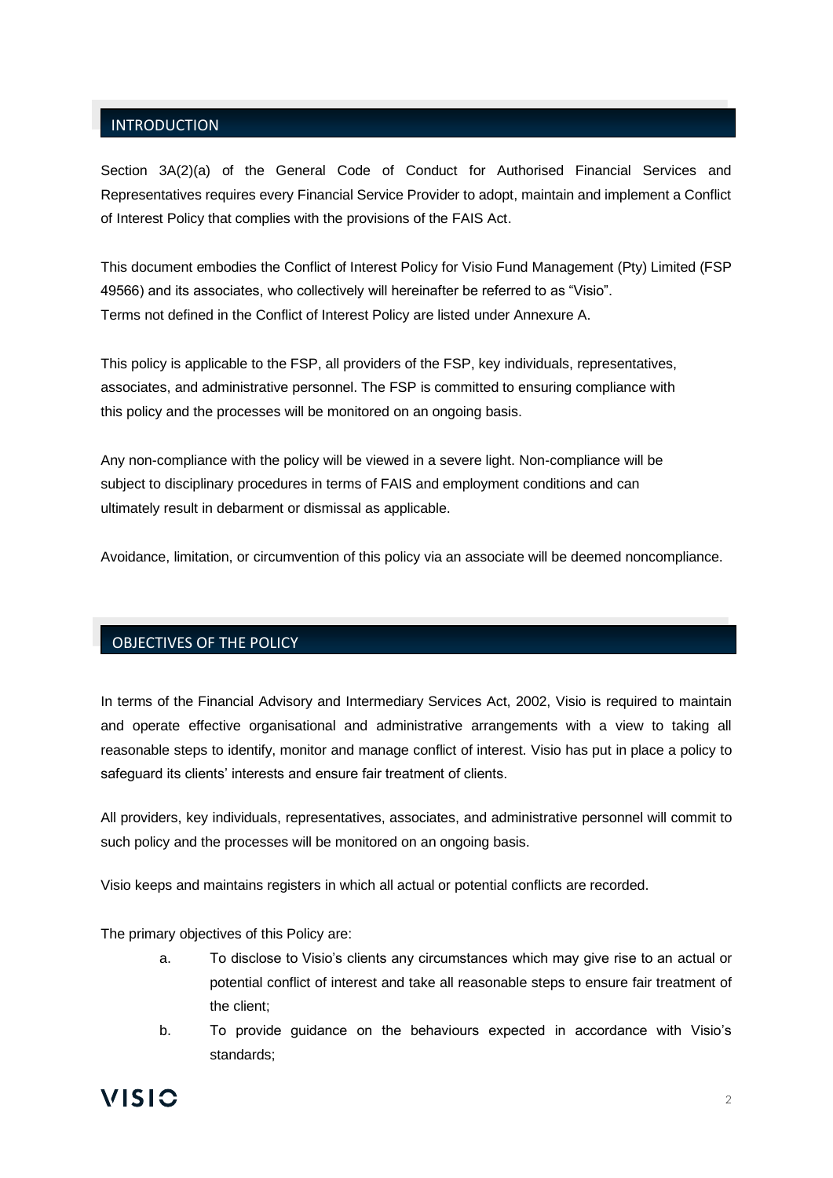## INTRODUCTION

Section 3A(2)(a) of the General Code of Conduct for Authorised Financial Services and Representatives requires every Financial Service Provider to adopt, maintain and implement a Conflict of Interest Policy that complies with the provisions of the FAIS Act.

This document embodies the Conflict of Interest Policy for Visio Fund Management (Pty) Limited (FSP 49566) and its associates, who collectively will hereinafter be referred to as "Visio". Terms not defined in the Conflict of Interest Policy are listed under Annexure A.

This policy is applicable to the FSP, all providers of the FSP, key individuals, representatives, associates, and administrative personnel. The FSP is committed to ensuring compliance with this policy and the processes will be monitored on an ongoing basis.

Any non-compliance with the policy will be viewed in a severe light. Non-compliance will be subject to disciplinary procedures in terms of FAIS and employment conditions and can ultimately result in debarment or dismissal as applicable.

Avoidance, limitation, or circumvention of this policy via an associate will be deemed noncompliance.

## OBJECTIVES OF THE POLICY

In terms of the Financial Advisory and Intermediary Services Act, 2002, Visio is required to maintain and operate effective organisational and administrative arrangements with a view to taking all reasonable steps to identify, monitor and manage conflict of interest. Visio has put in place a policy to safeguard its clients' interests and ensure fair treatment of clients.

All providers, key individuals, representatives, associates, and administrative personnel will commit to such policy and the processes will be monitored on an ongoing basis.

Visio keeps and maintains registers in which all actual or potential conflicts are recorded.

The primary objectives of this Policy are:

a. To disclose to Visio's clients any circumstances which may give rise to an actual or potential conflict of interest and take all reasonable steps to ensure fair treatment of the client;

b. To provide guidance on the behaviours expected in accordance with Visio's standards;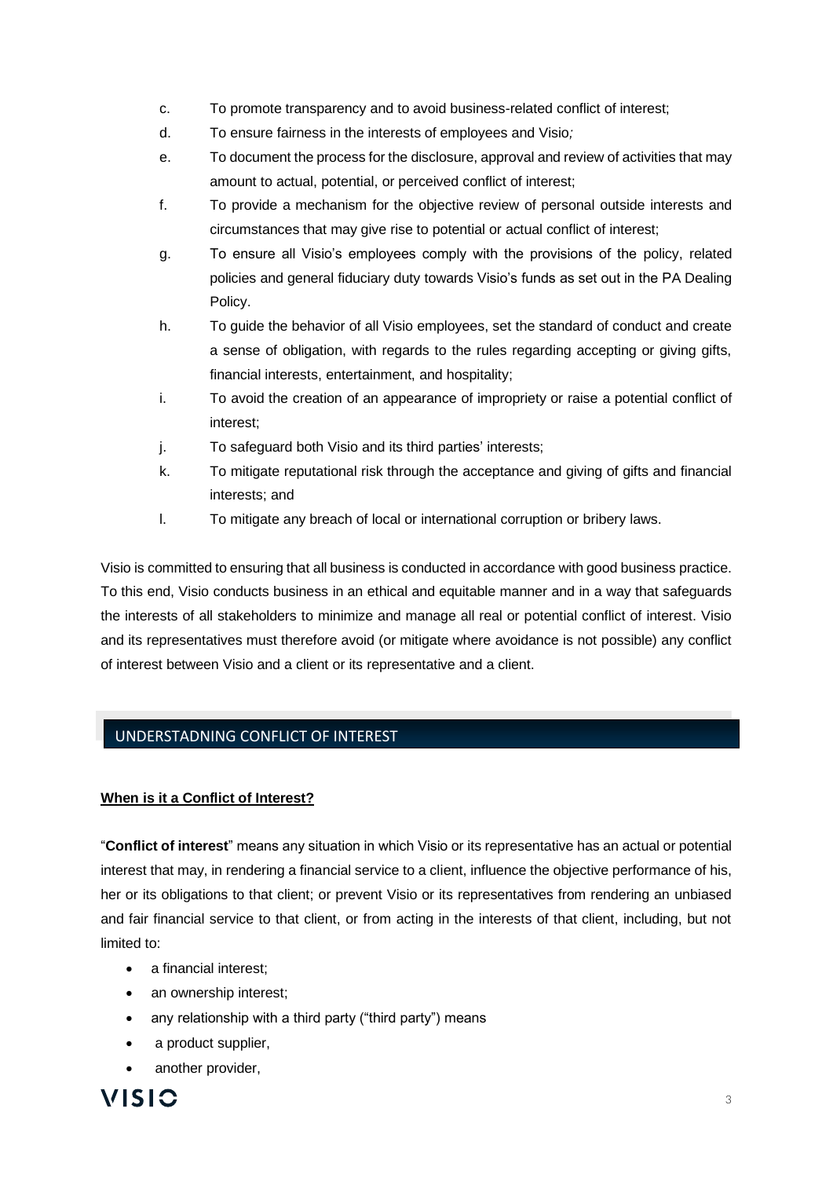c. To promote transparency and to avoid business-related conflict of interest;

d. To ensure fairness in the interests of employees and Visio;

e. To document the process for the disclosure, approval and review of activities that may amount to actual, potential, or perceived conflict of interest;

f. To provide a mechanism for the objective review of personal outside interests and circumstances that may give rise to potential or actual conflict of interest;

g. To ensure all Visio's employees comply with the provisions of the policy, related policies and general fiduciary duty towards Visio's funds as set out in the PA Dealing Policy.

h. To guide the behavior of all Visio employees, set the standard of conduct and create a sense of obligation, with regards to the rules regarding accepting or giving gifts, financial interests, entertainment, and hospitality;

i. To avoid the creation of an appearance of impropriety or raise a potential conflict of interest;

j. To safeguard both Visio and its third parties' interests;

k. To mitigate reputational risk through the acceptance and giving of gifts and financial interests; and

l. To mitigate any breach of local or international corruption or bribery laws.

Visio is committed to ensuring that all business is conducted in accordance with good business practice. To this end, Visio conducts business in an ethical and equitable manner and in a way that safeguards the interests of all stakeholders to minimize and manage all real or potential conflict of interest. Visio and its representatives must therefore avoid (or mitigate where avoidance is not possible) any conflict of interest between Visio and a client or its representative and a client.

## UNDERSTADNING CONFLICT OF INTEREST

**When is it a Conflict of Interest?**

"**Conflict of interest**" means any situation in which Visio or its representative has an actual or potential interest that may, in rendering a financial service to a client, influence the objective performance of his, her or its obligations to that client; or prevent Visio or its representatives from rendering an unbiased and fair financial service to that client, or from acting in the interests of that client, including, but not limited to:

- a financial interest;
- an ownership interest;
- any relationship with a third party ("third party") means
- a product supplier,
- another provider,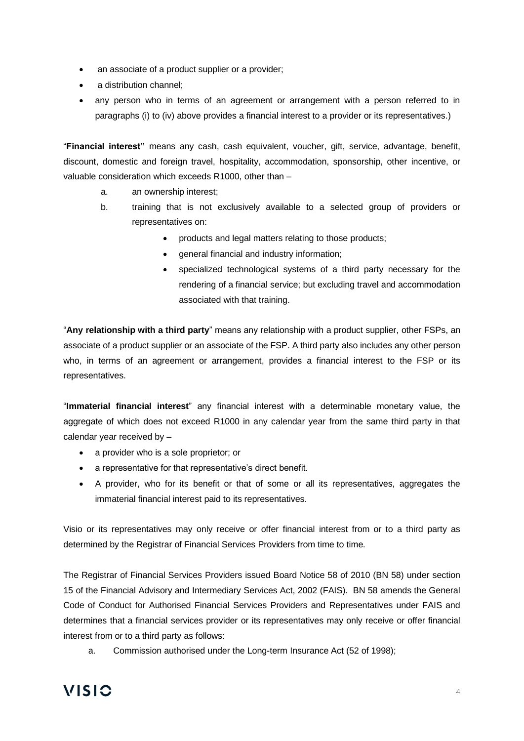- an associate of a product supplier or a provider;
- a distribution channel;
- any person who in terms of an agreement or arrangement with a person referred to in paragraphs (i) to (iv) above provides a financial interest to a provider or its representatives.)

"**Financial interest"** means any cash, cash equivalent, voucher, gift, service, advantage, benefit, discount, domestic and foreign travel, hospitality, accommodation, sponsorship, other incentive, or valuable consideration which exceeds R1000, other than –

a. an ownership interest;

b. training that is not exclusively available to a selected group of providers or representatives on:

   - products and legal matters relating to those products;
   - general financial and industry information;
   - specialized technological systems of a third party necessary for the rendering of a financial service; but excluding travel and accommodation associated with that training.

"**Any relationship with a third party**" means any relationship with a product supplier, other FSPs, an associate of a product supplier or an associate of the FSP. A third party also includes any other person who, in terms of an agreement or arrangement, provides a financial interest to the FSP or its representatives.

"**Immaterial financial interest**" any financial interest with a determinable monetary value, the aggregate of which does not exceed R1000 in any calendar year from the same third party in that calendar year received by –

- a provider who is a sole proprietor; or
- a representative for that representative's direct benefit.
- A provider, who for its benefit or that of some or all its representatives, aggregates the immaterial financial interest paid to its representatives.

Visio or its representatives may only receive or offer financial interest from or to a third party as determined by the Registrar of Financial Services Providers from time to time.

The Registrar of Financial Services Providers issued Board Notice 58 of 2010 (BN 58) under section 15 of the Financial Advisory and Intermediary Services Act, 2002 (FAIS). BN 58 amends the General Code of Conduct for Authorised Financial Services Providers and Representatives under FAIS and determines that a financial services provider or its representatives may only receive or offer financial interest from or to a third party as follows:

a. Commission authorised under the Long-term Insurance Act (52 of 1998);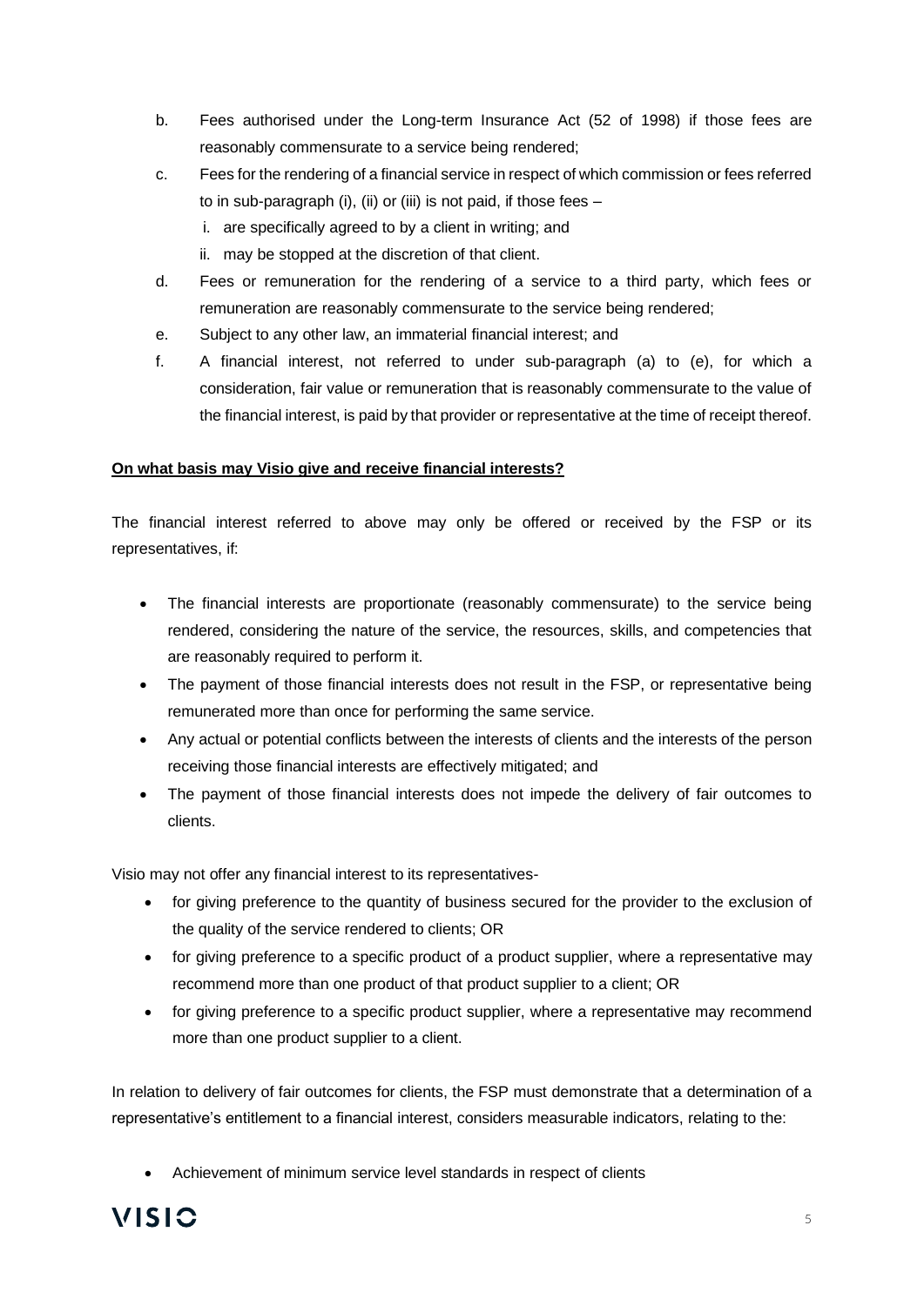b. Fees authorised under the Long-term Insurance Act (52 of 1998) if those fees are reasonably commensurate to a service being rendered;

c. Fees for the rendering of a financial service in respect of which commission or fees referred to in sub-paragraph (i), (ii) or (iii) is not paid, if those fees –

   i. are specifically agreed to by a client in writing; and

   ii. may be stopped at the discretion of that client.

d. Fees or remuneration for the rendering of a service to a third party, which fees or remuneration are reasonably commensurate to the service being rendered;

e. Subject to any other law, an immaterial financial interest; and

f. A financial interest, not referred to under sub-paragraph (a) to (e), for which a consideration, fair value or remuneration that is reasonably commensurate to the value of the financial interest, is paid by that provider or representative at the time of receipt thereof.

**On what basis may Visio give and receive financial interests?**

The financial interest referred to above may only be offered or received by the FSP or its representatives, if:

- The financial interests are proportionate (reasonably commensurate) to the service being rendered, considering the nature of the service, the resources, skills, and competencies that are reasonably required to perform it.
- The payment of those financial interests does not result in the FSP, or representative being remunerated more than once for performing the same service.
- Any actual or potential conflicts between the interests of clients and the interests of the person receiving those financial interests are effectively mitigated; and
- The payment of those financial interests does not impede the delivery of fair outcomes to clients.

Visio may not offer any financial interest to its representatives-

- for giving preference to the quantity of business secured for the provider to the exclusion of the quality of the service rendered to clients; OR
- for giving preference to a specific product of a product supplier, where a representative may recommend more than one product of that product supplier to a client; OR
- for giving preference to a specific product supplier, where a representative may recommend more than one product supplier to a client.

In relation to delivery of fair outcomes for clients, the FSP must demonstrate that a determination of a representative's entitlement to a financial interest, considers measurable indicators, relating to the:

- Achievement of minimum service level standards in respect of clients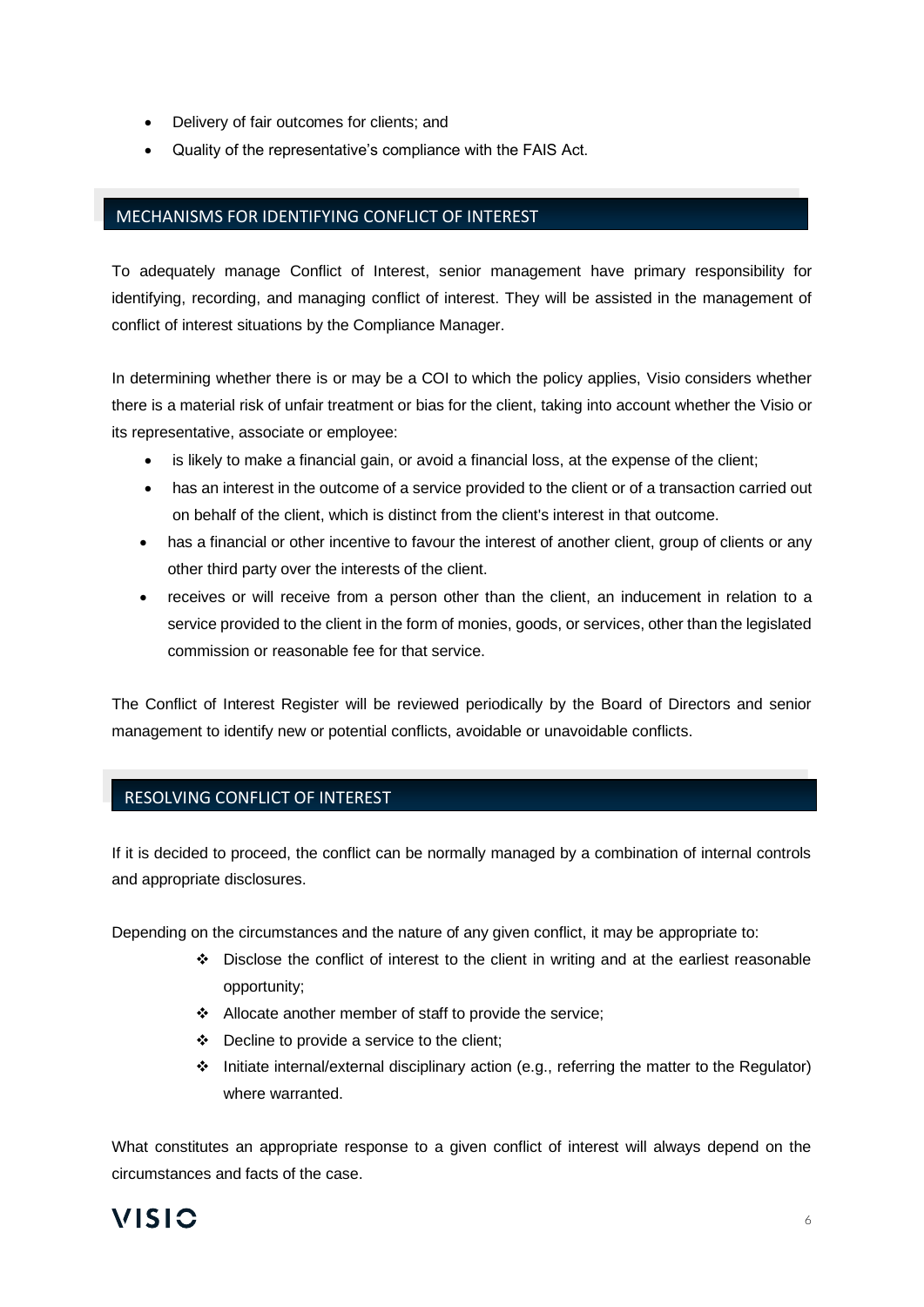- Delivery of fair outcomes for clients; and
- Quality of the representative's compliance with the FAIS Act.

## MECHANISMS FOR IDENTIFYING CONFLICT OF INTEREST

To adequately manage Conflict of Interest, senior management have primary responsibility for identifying, recording, and managing conflict of interest. They will be assisted in the management of conflict of interest situations by the Compliance Manager.

In determining whether there is or may be a COI to which the policy applies, Visio considers whether there is a material risk of unfair treatment or bias for the client, taking into account whether the Visio or its representative, associate or employee:

- is likely to make a financial gain, or avoid a financial loss, at the expense of the client;
- has an interest in the outcome of a service provided to the client or of a transaction carried out on behalf of the client, which is distinct from the client's interest in that outcome.
- has a financial or other incentive to favour the interest of another client, group of clients or any other third party over the interests of the client.
- receives or will receive from a person other than the client, an inducement in relation to a service provided to the client in the form of monies, goods, or services, other than the legislated commission or reasonable fee for that service.

The Conflict of Interest Register will be reviewed periodically by the Board of Directors and senior management to identify new or potential conflicts, avoidable or unavoidable conflicts.

## RESOLVING CONFLICT OF INTEREST

If it is decided to proceed, the conflict can be normally managed by a combination of internal controls and appropriate disclosures.

Depending on the circumstances and the nature of any given conflict, it may be appropriate to:

- Disclose the conflict of interest to the client in writing and at the earliest reasonable opportunity;
- Allocate another member of staff to provide the service;
- Decline to provide a service to the client;
- Initiate internal/external disciplinary action (e.g., referring the matter to the Regulator) where warranted.

What constitutes an appropriate response to a given conflict of interest will always depend on the circumstances and facts of the case.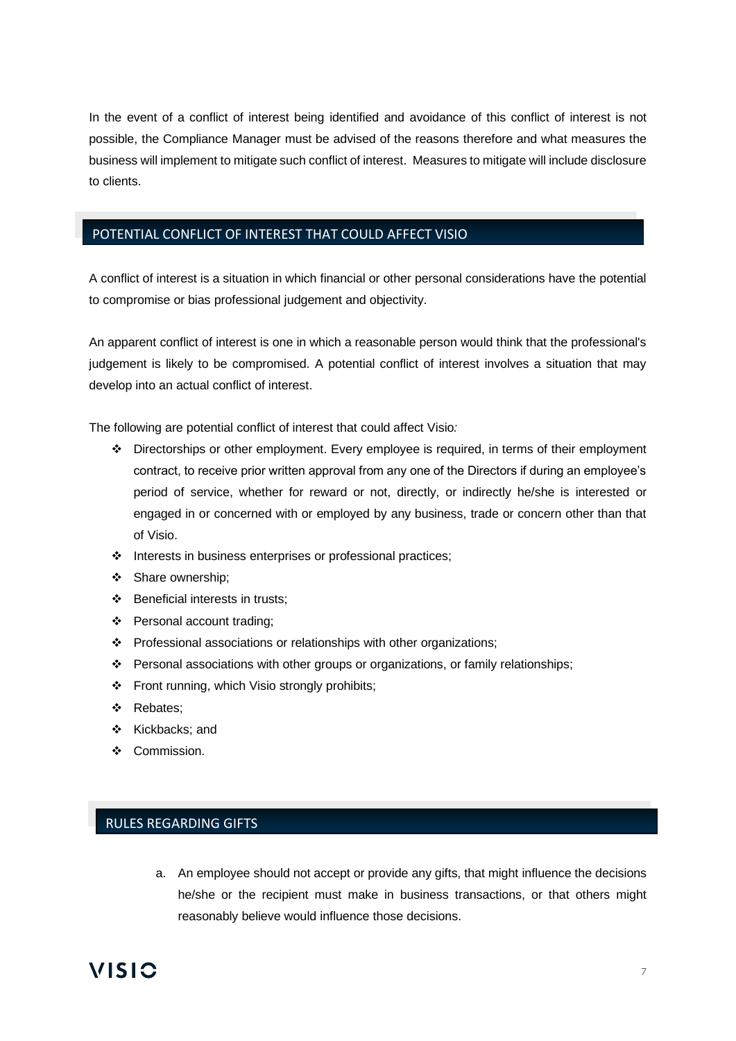In the event of a conflict of interest being identified and avoidance of this conflict of interest is not possible, the Compliance Manager must be advised of the reasons therefore and what measures the business will implement to mitigate such conflict of interest. Measures to mitigate will include disclosure to clients.

## POTENTIAL CONFLICT OF INTEREST THAT COULD AFFECT VISIO

A conflict of interest is a situation in which financial or other personal considerations have the potential to compromise or bias professional judgement and objectivity.

An apparent conflict of interest is one in which a reasonable person would think that the professional's judgement is likely to be compromised. A potential conflict of interest involves a situation that may develop into an actual conflict of interest.

The following are potential conflict of interest that could affect Visio*:*

- Directorships or other employment. Every employee is required, in terms of their employment contract, to receive prior written approval from any one of the Directors if during an employee's period of service, whether for reward or not, directly, or indirectly he/she is interested or engaged in or concerned with or employed by any business, trade or concern other than that of Visio.
- Interests in business enterprises or professional practices;
- Share ownership;
- Beneficial interests in trusts;
- Personal account trading;
- Professional associations or relationships with other organizations;
- Personal associations with other groups or organizations, or family relationships;
- Front running, which Visio strongly prohibits;
- Rebates;
- Kickbacks; and
- Commission.

## RULES REGARDING GIFTS

a. An employee should not accept or provide any gifts, that might influence the decisions he/she or the recipient must make in business transactions, or that others might reasonably believe would influence those decisions.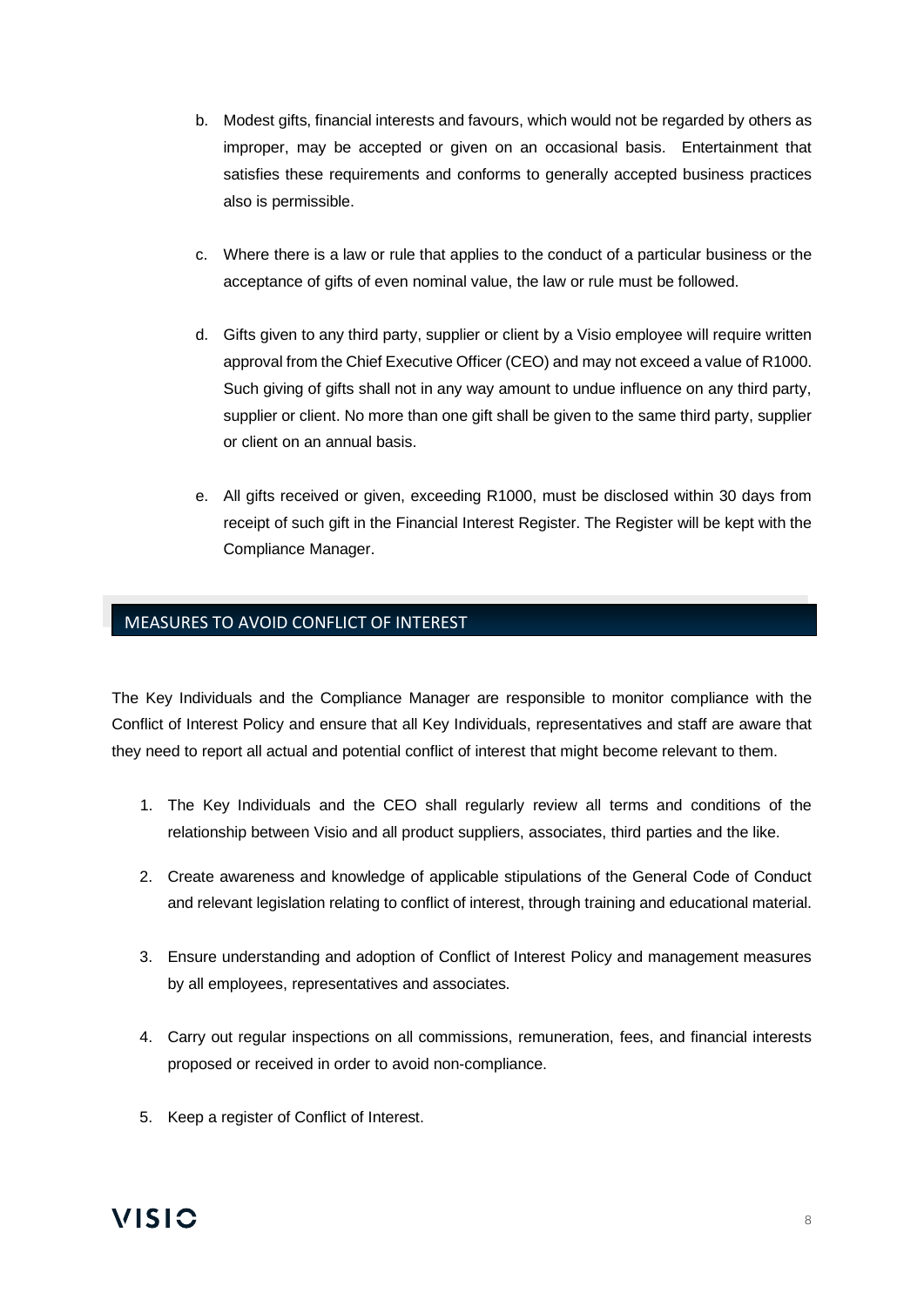b. Modest gifts, financial interests and favours, which would not be regarded by others as improper, may be accepted or given on an occasional basis. Entertainment that satisfies these requirements and conforms to generally accepted business practices also is permissible.

c. Where there is a law or rule that applies to the conduct of a particular business or the acceptance of gifts of even nominal value, the law or rule must be followed.

d. Gifts given to any third party, supplier or client by a Visio employee will require written approval from the Chief Executive Officer (CEO) and may not exceed a value of R1000. Such giving of gifts shall not in any way amount to undue influence on any third party, supplier or client. No more than one gift shall be given to the same third party, supplier or client on an annual basis.

e. All gifts received or given, exceeding R1000, must be disclosed within 30 days from receipt of such gift in the Financial Interest Register. The Register will be kept with the Compliance Manager.

## MEASURES TO AVOID CONFLICT OF INTEREST

The Key Individuals and the Compliance Manager are responsible to monitor compliance with the Conflict of Interest Policy and ensure that all Key Individuals, representatives and staff are aware that they need to report all actual and potential conflict of interest that might become relevant to them.

1. The Key Individuals and the CEO shall regularly review all terms and conditions of the relationship between Visio and all product suppliers, associates, third parties and the like.
2. Create awareness and knowledge of applicable stipulations of the General Code of Conduct and relevant legislation relating to conflict of interest, through training and educational material.
3. Ensure understanding and adoption of Conflict of Interest Policy and management measures by all employees, representatives and associates.
4. Carry out regular inspections on all commissions, remuneration, fees, and financial interests proposed or received in order to avoid non-compliance.
5. Keep a register of Conflict of Interest.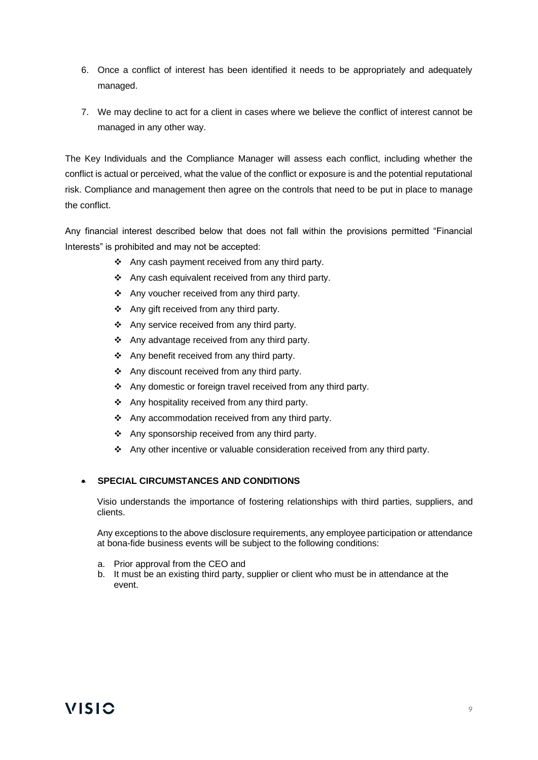6. Once a conflict of interest has been identified it needs to be appropriately and adequately managed.

7. We may decline to act for a client in cases where we believe the conflict of interest cannot be managed in any other way.

The Key Individuals and the Compliance Manager will assess each conflict, including whether the conflict is actual or perceived, what the value of the conflict or exposure is and the potential reputational risk. Compliance and management then agree on the controls that need to be put in place to manage the conflict.

Any financial interest described below that does not fall within the provisions permitted "Financial Interests" is prohibited and may not be accepted:

- Any cash payment received from any third party.
- Any cash equivalent received from any third party.
- Any voucher received from any third party.
- Any gift received from any third party.
- Any service received from any third party.
- Any advantage received from any third party.
- Any benefit received from any third party.
- Any discount received from any third party.
- Any domestic or foreign travel received from any third party.
- Any hospitality received from any third party.
- Any accommodation received from any third party.
- Any sponsorship received from any third party.
- Any other incentive or valuable consideration received from any third party.

## SPECIAL CIRCUMSTANCES AND CONDITIONS

Visio understands the importance of fostering relationships with third parties, suppliers, and clients.

Any exceptions to the above disclosure requirements, any employee participation or attendance at bona-fide business events will be subject to the following conditions:

a. Prior approval from the CEO and
b. It must be an existing third party, supplier or client who must be in attendance at the event.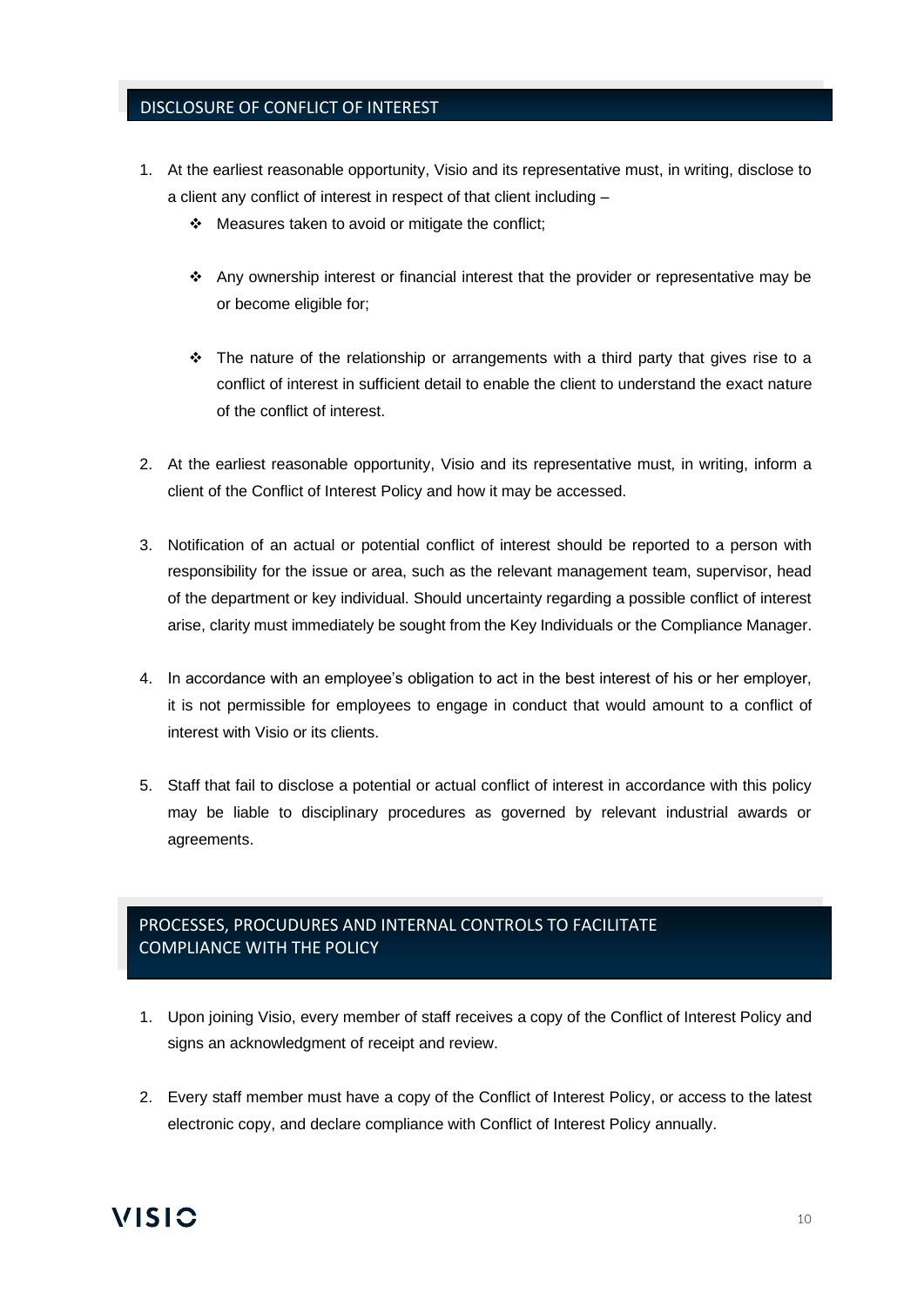## DISCLOSURE OF CONFLICT OF INTEREST

1. At the earliest reasonable opportunity, Visio and its representative must, in writing, disclose to a client any conflict of interest in respect of that client including –
   - Measures taken to avoid or mitigate the conflict;
   - Any ownership interest or financial interest that the provider or representative may be or become eligible for;
   - The nature of the relationship or arrangements with a third party that gives rise to a conflict of interest in sufficient detail to enable the client to understand the exact nature of the conflict of interest.
2. At the earliest reasonable opportunity, Visio and its representative must, in writing, inform a client of the Conflict of Interest Policy and how it may be accessed.
3. Notification of an actual or potential conflict of interest should be reported to a person with responsibility for the issue or area, such as the relevant management team, supervisor, head of the department or key individual. Should uncertainty regarding a possible conflict of interest arise, clarity must immediately be sought from the Key Individuals or the Compliance Manager.
4. In accordance with an employee's obligation to act in the best interest of his or her employer, it is not permissible for employees to engage in conduct that would amount to a conflict of interest with Visio or its clients.
5. Staff that fail to disclose a potential or actual conflict of interest in accordance with this policy may be liable to disciplinary procedures as governed by relevant industrial awards or agreements.

## PROCESSES, PROCUDURES AND INTERNAL CONTROLS TO FACILITATE COMPLIANCE WITH THE POLICY

1. Upon joining Visio, every member of staff receives a copy of the Conflict of Interest Policy and signs an acknowledgment of receipt and review.
2. Every staff member must have a copy of the Conflict of Interest Policy, or access to the latest electronic copy, and declare compliance with Conflict of Interest Policy annually.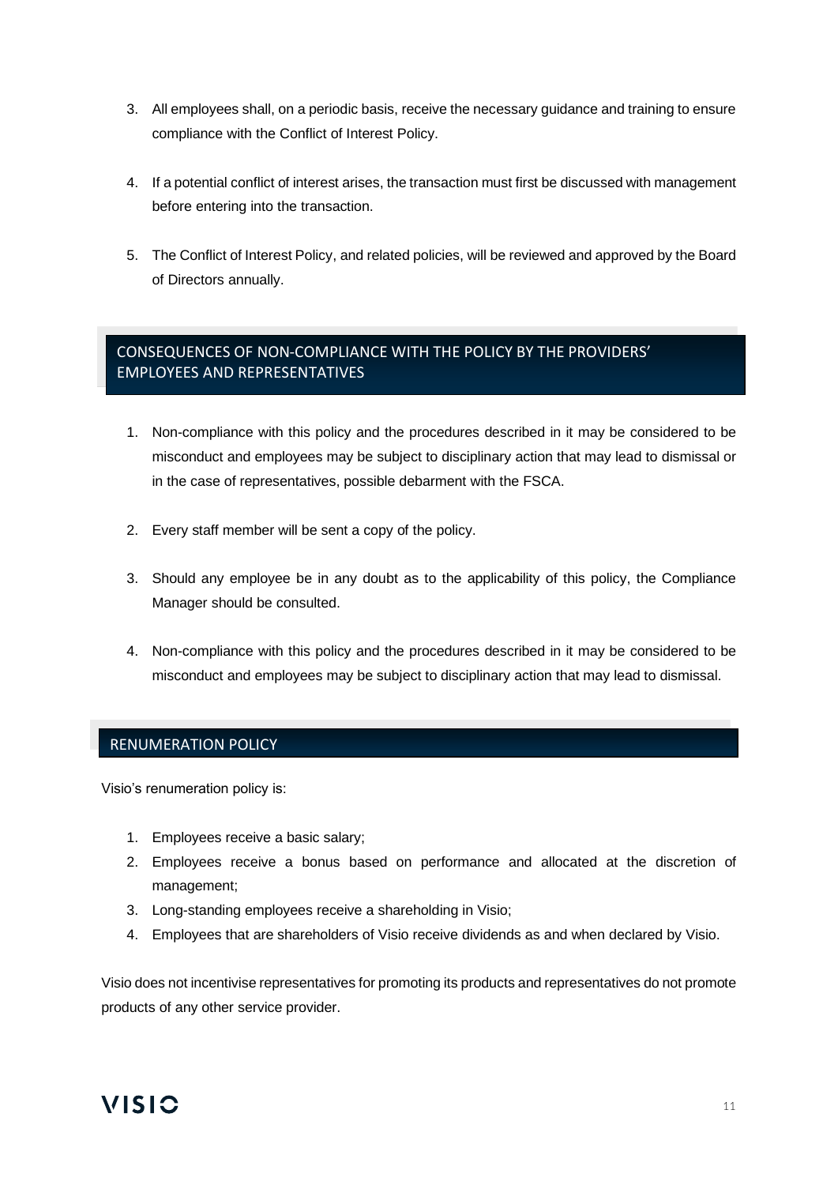3. All employees shall, on a periodic basis, receive the necessary guidance and training to ensure compliance with the Conflict of Interest Policy.

4. If a potential conflict of interest arises, the transaction must first be discussed with management before entering into the transaction.

5. The Conflict of Interest Policy, and related policies, will be reviewed and approved by the Board of Directors annually.

## CONSEQUENCES OF NON-COMPLIANCE WITH THE POLICY BY THE PROVIDERS' EMPLOYEES AND REPRESENTATIVES

1. Non-compliance with this policy and the procedures described in it may be considered to be misconduct and employees may be subject to disciplinary action that may lead to dismissal or in the case of representatives, possible debarment with the FSCA.

2. Every staff member will be sent a copy of the policy.

3. Should any employee be in any doubt as to the applicability of this policy, the Compliance Manager should be consulted.

4. Non-compliance with this policy and the procedures described in it may be considered to be misconduct and employees may be subject to disciplinary action that may lead to dismissal.

## RENUMERATION POLICY

Visio's renumeration policy is:

1. Employees receive a basic salary;
2. Employees receive a bonus based on performance and allocated at the discretion of management;
3. Long-standing employees receive a shareholding in Visio;
4. Employees that are shareholders of Visio receive dividends as and when declared by Visio.

Visio does not incentivise representatives for promoting its products and representatives do not promote products of any other service provider.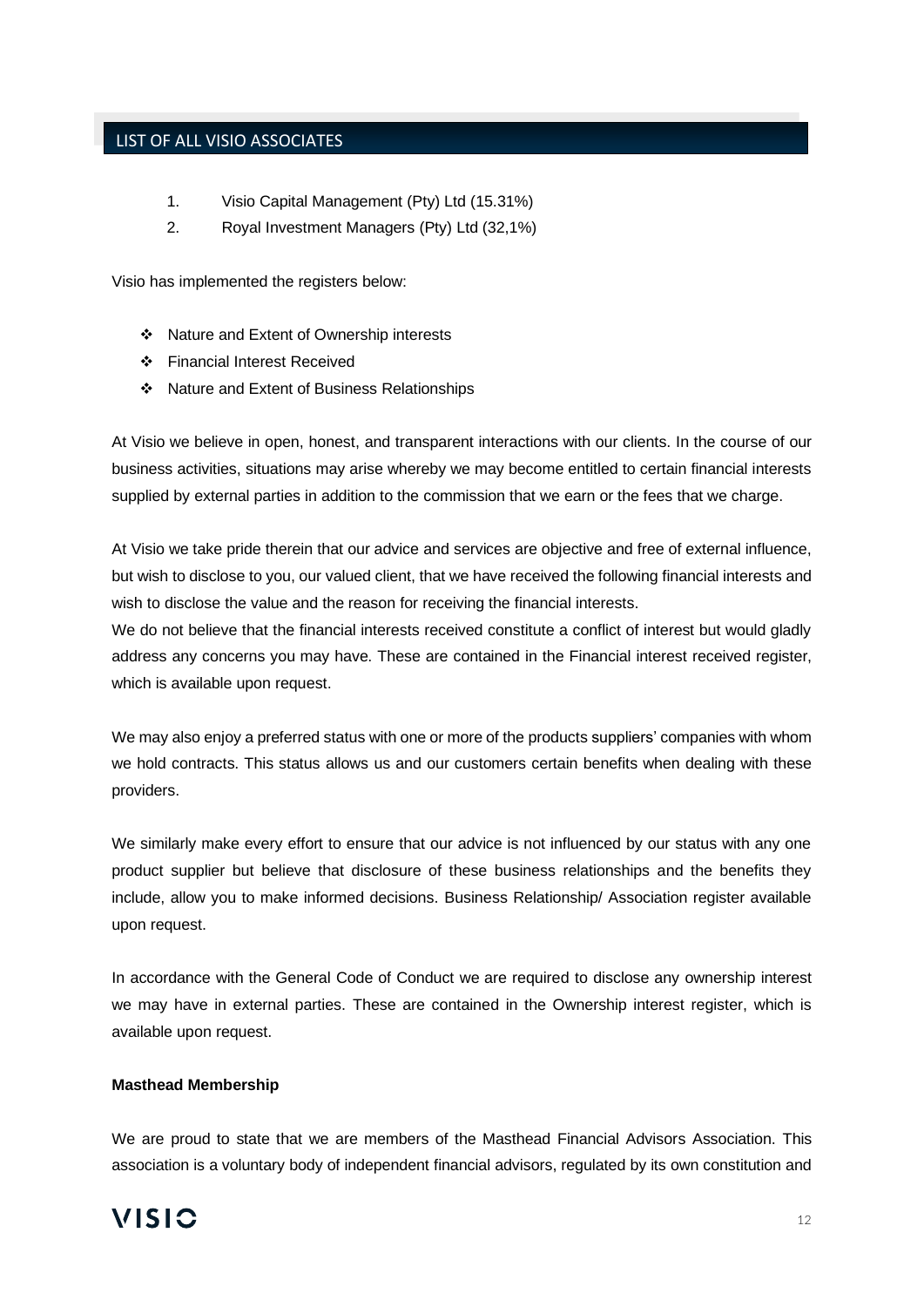## LIST OF ALL VISIO ASSOCIATES

1. Visio Capital Management (Pty) Ltd (15.31%)
2. Royal Investment Managers (Pty) Ltd (32,1%)

Visio has implemented the registers below:

- Nature and Extent of Ownership interests
- Financial Interest Received
- Nature and Extent of Business Relationships

At Visio we believe in open, honest, and transparent interactions with our clients. In the course of our business activities, situations may arise whereby we may become entitled to certain financial interests supplied by external parties in addition to the commission that we earn or the fees that we charge.

At Visio we take pride therein that our advice and services are objective and free of external influence, but wish to disclose to you, our valued client, that we have received the following financial interests and wish to disclose the value and the reason for receiving the financial interests.
We do not believe that the financial interests received constitute a conflict of interest but would gladly address any concerns you may have. These are contained in the Financial interest received register, which is available upon request.

We may also enjoy a preferred status with one or more of the products suppliers' companies with whom we hold contracts. This status allows us and our customers certain benefits when dealing with these providers.

We similarly make every effort to ensure that our advice is not influenced by our status with any one product supplier but believe that disclosure of these business relationships and the benefits they include, allow you to make informed decisions. Business Relationship/ Association register available upon request.

In accordance with the General Code of Conduct we are required to disclose any ownership interest we may have in external parties. These are contained in the Ownership interest register, which is available upon request.

**Masthead Membership**

We are proud to state that we are members of the Masthead Financial Advisors Association. This association is a voluntary body of independent financial advisors, regulated by its own constitution and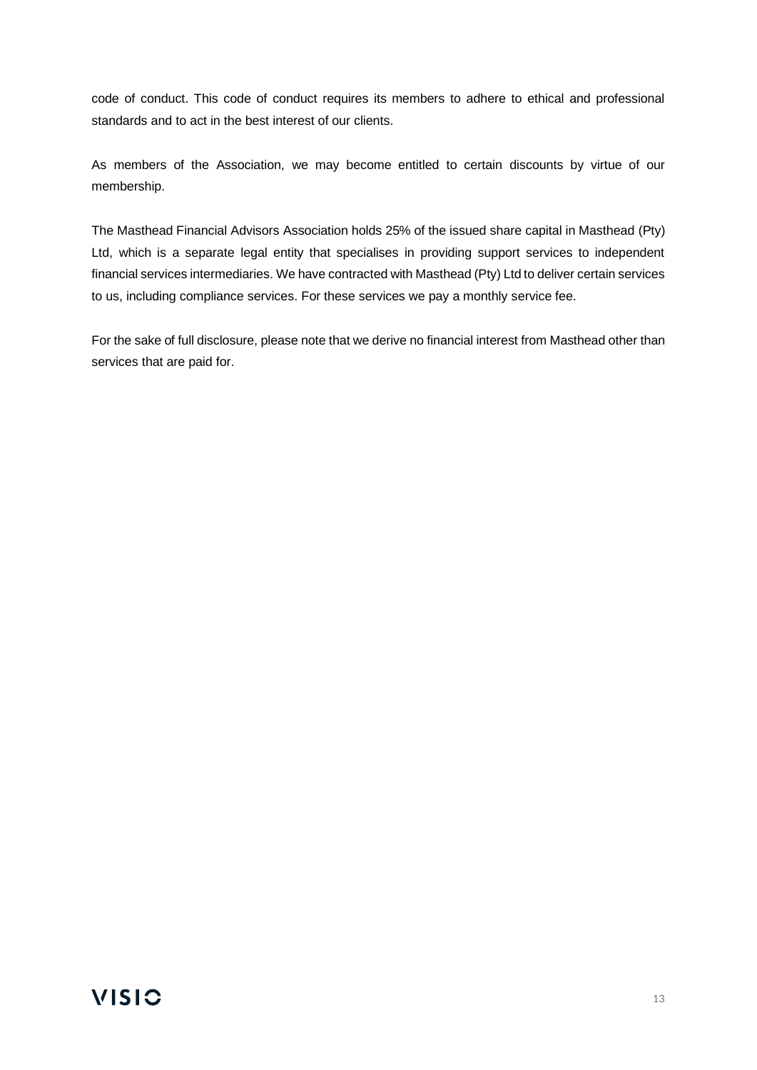code of conduct. This code of conduct requires its members to adhere to ethical and professional standards and to act in the best interest of our clients.

As members of the Association, we may become entitled to certain discounts by virtue of our membership.

The Masthead Financial Advisors Association holds 25% of the issued share capital in Masthead (Pty) Ltd, which is a separate legal entity that specialises in providing support services to independent financial services intermediaries. We have contracted with Masthead (Pty) Ltd to deliver certain services to us, including compliance services. For these services we pay a monthly service fee.

For the sake of full disclosure, please note that we derive no financial interest from Masthead other than services that are paid for.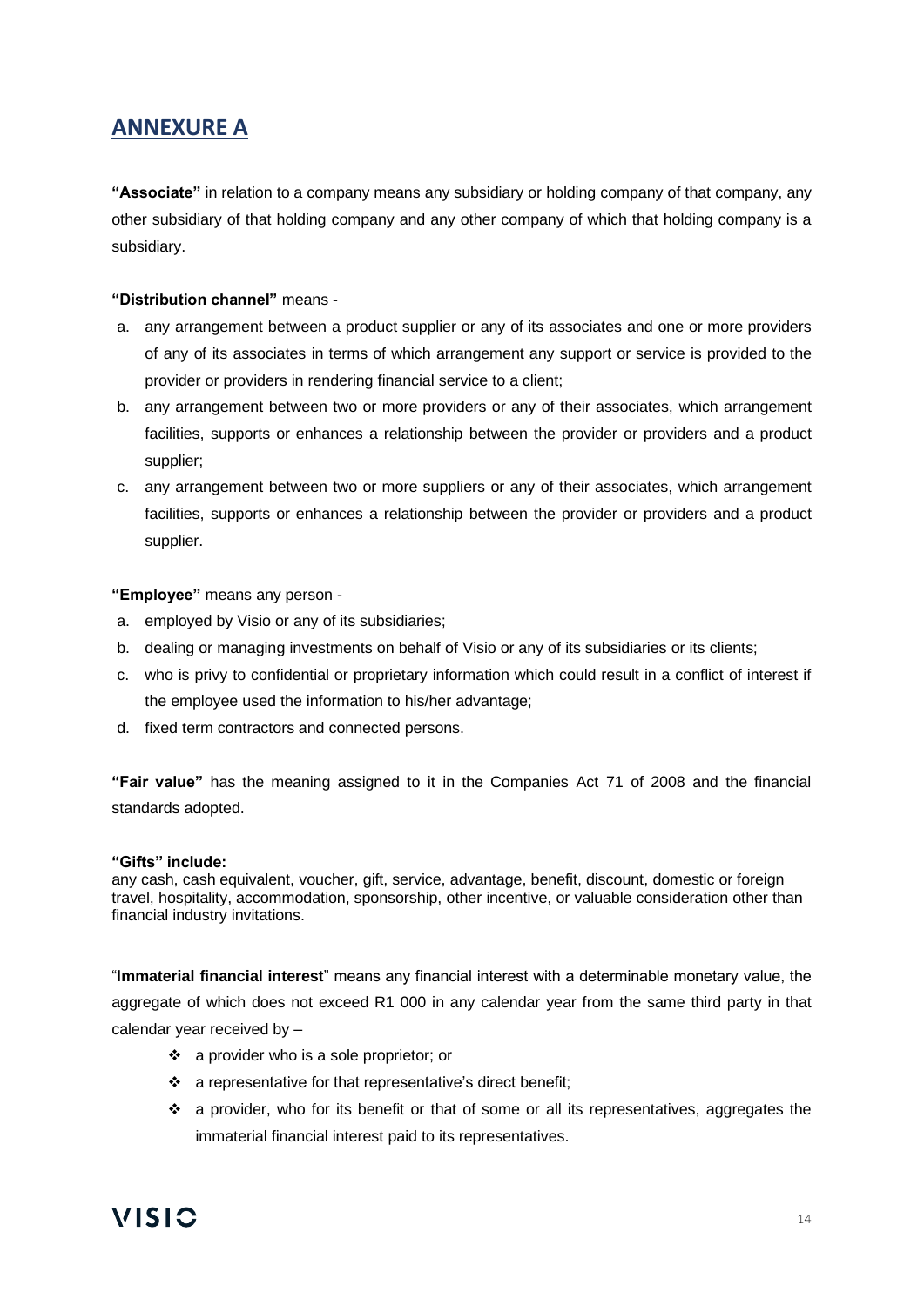## ANNEXURE A

**"Associate"** in relation to a company means any subsidiary or holding company of that company, any other subsidiary of that holding company and any other company of which that holding company is a subsidiary.

**"Distribution channel"** means -

a. any arrangement between a product supplier or any of its associates and one or more providers of any of its associates in terms of which arrangement any support or service is provided to the provider or providers in rendering financial service to a client;
b. any arrangement between two or more providers or any of their associates, which arrangement facilities, supports or enhances a relationship between the provider or providers and a product supplier;
c. any arrangement between two or more suppliers or any of their associates, which arrangement facilities, supports or enhances a relationship between the provider or providers and a product supplier.

**"Employee"** means any person -

a. employed by Visio or any of its subsidiaries;
b. dealing or managing investments on behalf of Visio or any of its subsidiaries or its clients;
c. who is privy to confidential or proprietary information which could result in a conflict of interest if the employee used the information to his/her advantage;
d. fixed term contractors and connected persons.

**"Fair value"** has the meaning assigned to it in the Companies Act 71 of 2008 and the financial standards adopted.

**"Gifts" include:**
any cash, cash equivalent, voucher, gift, service, advantage, benefit, discount, domestic or foreign travel, hospitality, accommodation, sponsorship, other incentive, or valuable consideration other than financial industry invitations.

"I**mmaterial financial interest**" means any financial interest with a determinable monetary value, the aggregate of which does not exceed R1 000 in any calendar year from the same third party in that calendar year received by –

- a provider who is a sole proprietor; or
- a representative for that representative's direct benefit;
- a provider, who for its benefit or that of some or all its representatives, aggregates the immaterial financial interest paid to its representatives.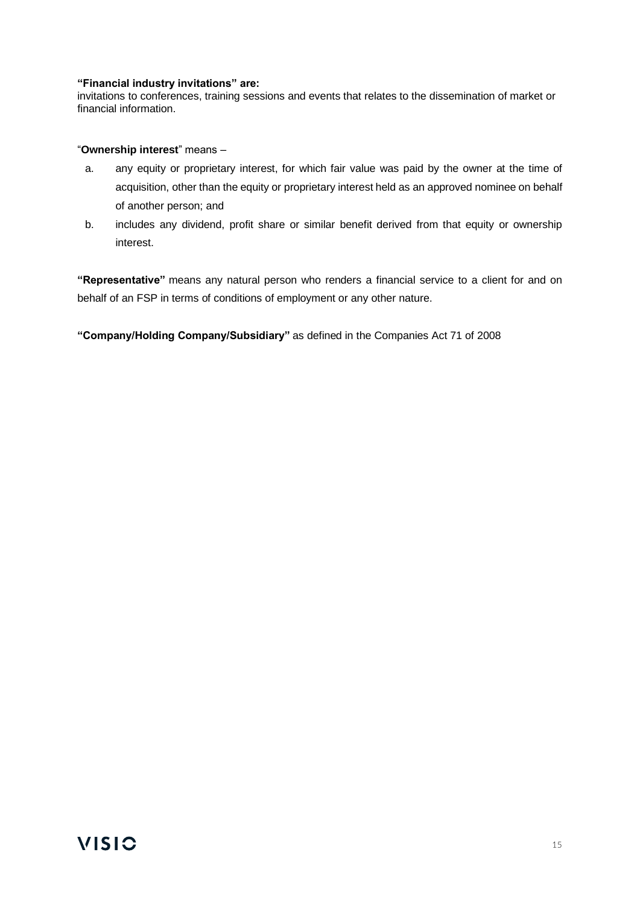**"Financial industry invitations" are:**
invitations to conferences, training sessions and events that relates to the dissemination of market or financial information.

"**Ownership interest**" means –

a. any equity or proprietary interest, for which fair value was paid by the owner at the time of acquisition, other than the equity or proprietary interest held as an approved nominee on behalf of another person; and
b. includes any dividend, profit share or similar benefit derived from that equity or ownership interest.

**"Representative"** means any natural person who renders a financial service to a client for and on behalf of an FSP in terms of conditions of employment or any other nature.

**"Company/Holding Company/Subsidiary"** as defined in the Companies Act 71 of 2008